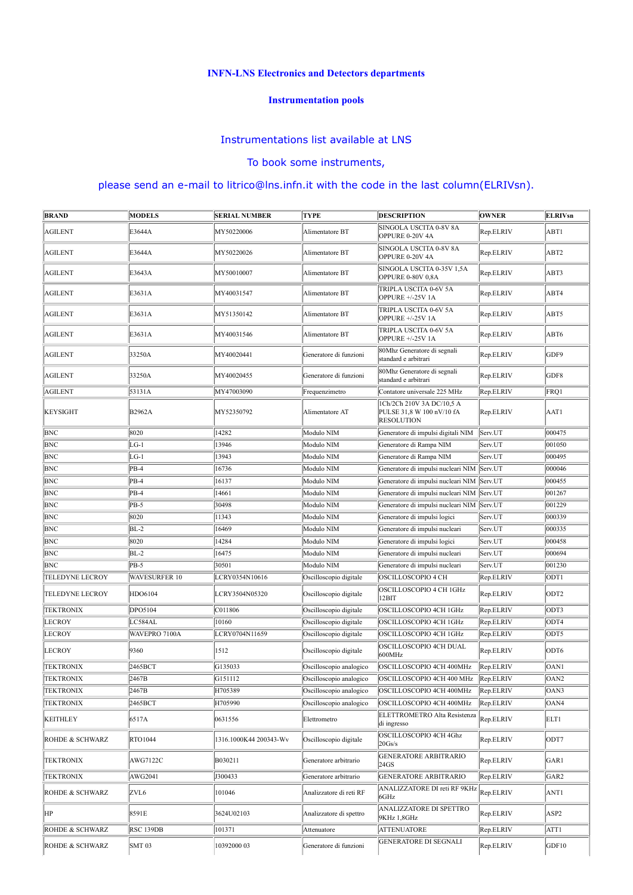### INFN-LNS Electronics and Detectors departments

### Instrumentation pools

Instrumentations list available at LNS

To book some instruments,

please send an e-mail to litrico@lns.infn.it with the code in the last column(ELRIVsn).

| BRAND | MODELS | SERIAL NUMBER | TYPE | DESCRIPTION | OWNER | ELRIVsn |
|---|---|---|---|---|---|---|
| AGILENT | E3644A | MY50220006 | Alimentatore BT | SINGOLA USCITA 0-8V 8A OPPURE 0-20V 4A | Rep.ELRIV | ABT1 |
| AGILENT | E3644A | MY50220026 | Alimentatore BT | SINGOLA USCITA 0-8V 8A OPPURE 0-20V 4A | Rep.ELRIV | ABT2 |
| AGILENT | E3643A | MY50010007 | Alimentatore BT | SINGOLA USCITA 0-35V 1,5A OPPURE 0-80V 0,8A | Rep.ELRIV | ABT3 |
| AGILENT | E3631A | MY40031547 | Alimentatore BT | TRIPLA USCITA 0-6V 5A OPPURE +/-25V 1A | Rep.ELRIV | ABT4 |
| AGILENT | E3631A | MY51350142 | Alimentatore BT | TRIPLA USCITA 0-6V 5A OPPURE +/-25V 1A | Rep.ELRIV | ABT5 |
| AGILENT | E3631A | MY40031546 | Alimentatore BT | TRIPLA USCITA 0-6V 5A OPPURE +/-25V 1A | Rep.ELRIV | ABT6 |
| AGILENT | 33250A | MY40020441 | Generatore di funzioni | 80Mhz Generatore di segnali standard e arbitrari | Rep.ELRIV | GDF9 |
| AGILENT | 33250A | MY40020455 | Generatore di funzioni | 80Mhz Generatore di segnali standard e arbitrari | Rep.ELRIV | GDF8 |
| AGILENT | 53131A | MY47003090 | Frequenzimetro | Contatore universale 225 MHz | Rep.ELRIV | FRQ1 |
| KEYSIGHT | B2962A | MY52350792 | Alimentatore AT | 1Ch/2Ch 210V 3A DC/10,5 A PULSE 31,8 W 100 nV/10 fA RESOLUTION | Rep.ELRIV | AAT1 |
| BNC | 8020 | 14282 | Modulo NIM | Generatore di impulsi digitali NIM | Serv.UT | 000475 |
| BNC | LG-1 | 13946 | Modulo NIM | Generatore di Rampa NIM | Serv.UT | 001050 |
| BNC | LG-1 | 13943 | Modulo NIM | Generatore di Rampa NIM | Serv.UT | 000495 |
| BNC | PB-4 | 16736 | Modulo NIM | Generatore di impulsi nucleari NIM | Serv.UT | 000046 |
| BNC | PB-4 | 16137 | Modulo NIM | Generatore di impulsi nucleari NIM | Serv.UT | 000455 |
| BNC | PB-4 | 14661 | Modulo NIM | Generatore di impulsi nucleari NIM | Serv.UT | 001267 |
| BNC | PB-5 | 30498 | Modulo NIM | Generatore di impulsi nucleari NIM | Serv.UT | 001229 |
| BNC | 8020 | 11343 | Modulo NIM | Generatore di impulsi logici | Serv.UT | 000339 |
| BNC | BL-2 | 16469 | Modulo NIM | Generatore di impulsi nucleari | Serv.UT | 000335 |
| BNC | 8020 | 14284 | Modulo NIM | Generatore di impulsi logici | Serv.UT | 000458 |
| BNC | BL-2 | 16475 | Modulo NIM | Generatore di impulsi nucleari | Serv.UT | 000694 |
| BNC | PB-5 | 30501 | Modulo NIM | Generatore di impulsi nucleari | Serv.UT | 001230 |
| TELEDYNE LECROY | WAVESURFER 10 | LCRY0354N10616 | Oscilloscopio digitale | OSCILLOSCOPIO 4 CH | Rep.ELRIV | ODT1 |
| TELEDYNE LECROY | HDO6104 | LCRY3504N05320 | Oscilloscopio digitale | OSCILLOSCOPIO 4 CH 1GHz 12BIT | Rep.ELRIV | ODT2 |
| TEKTRONIX | DPO5104 | C011806 | Oscilloscopio digitale | OSCILLOSCOPIO 4CH 1GHz | Rep.ELRIV | ODT3 |
| LECROY | LC584AL | 10160 | Oscilloscopio digitale | OSCILLOSCOPIO 4CH 1GHz | Rep.ELRIV | ODT4 |
| LECROY | WAVEPRO 7100A | LCRY0704N11659 | Oscilloscopio digitale | OSCILLOSCOPIO 4CH 1GHz | Rep.ELRIV | ODT5 |
| LECROY | 9360 | 1512 | Oscilloscopio digitale | OSCILLOSCOPIO 4CH DUAL 600MHz | Rep.ELRIV | ODT6 |
| TEKTRONIX | 2465BCT | G135033 | Oscilloscopio analogico | OSCILLOSCOPIO 4CH 400MHz | Rep.ELRIV | OAN1 |
| TEKTRONIX | 2467B | G151112 | Oscilloscopio analogico | OSCILLOSCOPIO 4CH 400 MHz | Rep.ELRIV | OAN2 |
| TEKTRONIX | 2467B | H705389 | Oscilloscopio analogico | OSCILLOSCOPIO 4CH 400MHz | Rep.ELRIV | OAN3 |
| TEKTRONIX | 2465BCT | H705990 | Oscilloscopio analogico | OSCILLOSCOPIO 4CH 400MHz | Rep.ELRIV | OAN4 |
| KEITHLEY | 6517A | 0631556 | Elettrometro | ELETTROMETRO Alta Resistenza di ingresso | Rep.ELRIV | ELT1 |
| ROHDE & SCHWARZ | RTO1044 | 1316.1000K44 200343-Wv | Oscilloscopio digitale | OSCILLOSCOPIO 4CH 4Ghz 20Gs/s | Rep.ELRIV | ODT7 |
| TEKTRONIX | AWG7122C | B030211 | Generatore arbitrario | GENERATORE ARBITRARIO 24GS | Rep.ELRIV | GAR1 |
| TEKTRONIX | AWG2041 | J300433 | Generatore arbitrario | GENERATORE ARBITRARIO | Rep.ELRIV | GAR2 |
| ROHDE & SCHWARZ | ZVL6 | 101046 | Analizzatore di reti RF | ANALIZZATORE DI reti RF 9KHz 6GHz | Rep.ELRIV | ANT1 |
| HP | 8591E | 3624U02103 | Analizzatore di spettro | ANALIZZATORE DI SPETTRO 9KHz 1,8GHz | Rep.ELRIV | ASP2 |
| ROHDE & SCHWARZ | RSC 139DB | 101371 | Attenuatore | ATTENUATORE | Rep.ELRIV | ATT1 |
| ROHDE & SCHWARZ | SMT 03 | 10392000 03 | Generatore di funzioni | GENERATORE DI SEGNALI | Rep.ELRIV | GDF10 |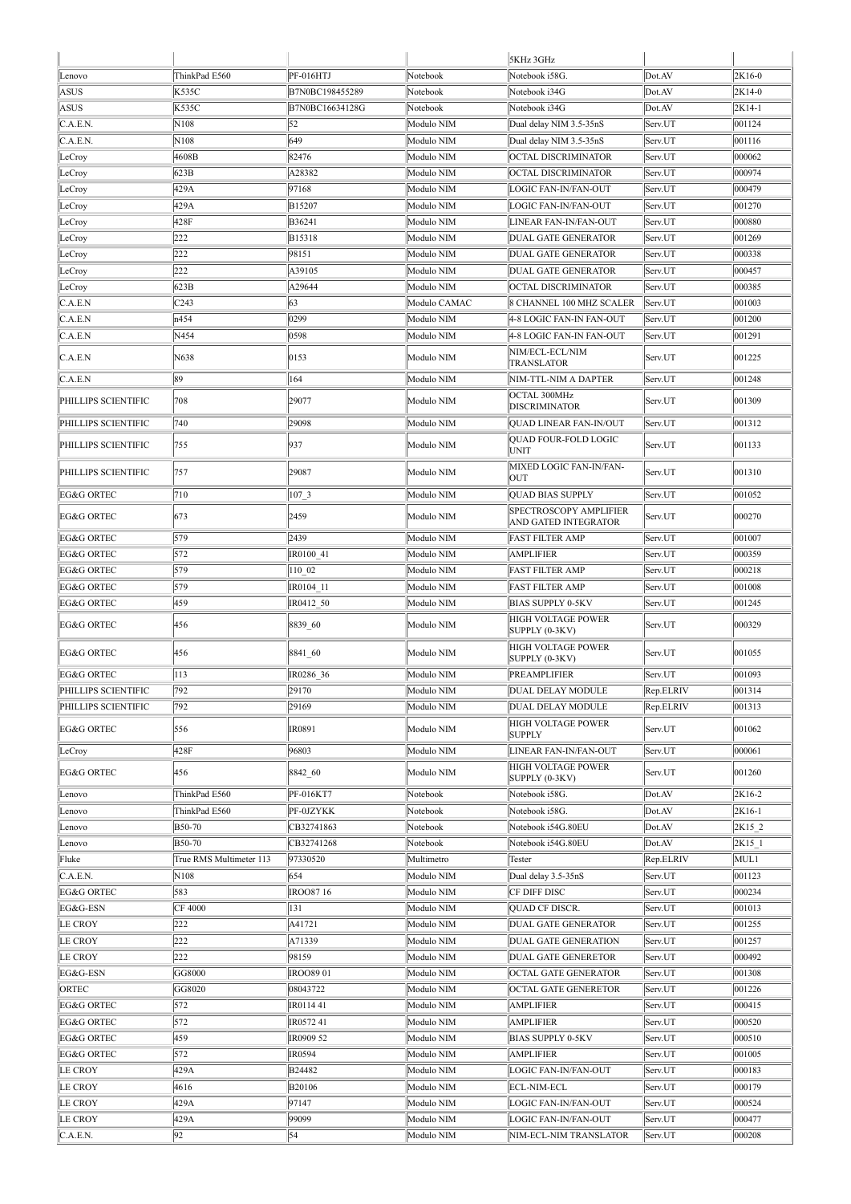| | | | | 5KHz 3GHz | | |
|---|---|---|---|---|---|---|
| Lenovo | ThinkPad E560 | PF-016HTJ | Notebook | Notebook i58G. | Dot.AV | 2K16-0 |
| ASUS | K535C | B7N0BC198455289 | Notebook | Notebook i34G | Dot.AV | 2K14-0 |
| ASUS | K535C | B7N0BC16634128G | Notebook | Notebook i34G | Dot.AV | 2K14-1 |
| C.A.E.N. | N108 | 52 | Modulo NIM | Dual delay NIM 3.5-35nS | Serv.UT | 001124 |
| C.A.E.N. | N108 | 649 | Modulo NIM | Dual delay NIM 3.5-35nS | Serv.UT | 001116 |
| LeCroy | 4608B | 82476 | Modulo NIM | OCTAL DISCRIMINATOR | Serv.UT | 000062 |
| LeCroy | 623B | A28382 | Modulo NIM | OCTAL DISCRIMINATOR | Serv.UT | 000974 |
| LeCroy | 429A | 97168 | Modulo NIM | LOGIC FAN-IN/FAN-OUT | Serv.UT | 000479 |
| LeCroy | 429A | B15207 | Modulo NIM | LOGIC FAN-IN/FAN-OUT | Serv.UT | 001270 |
| LeCroy | 428F | B36241 | Modulo NIM | LINEAR FAN-IN/FAN-OUT | Serv.UT | 000880 |
| LeCroy | 222 | B15318 | Modulo NIM | DUAL GATE GENERATOR | Serv.UT | 001269 |
| LeCroy | 222 | 98151 | Modulo NIM | DUAL GATE GENERATOR | Serv.UT | 000338 |
| LeCroy | 222 | A39105 | Modulo NIM | DUAL GATE GENERATOR | Serv.UT | 000457 |
| LeCroy | 623B | A29644 | Modulo NIM | OCTAL DISCRIMINATOR | Serv.UT | 000385 |
| C.A.E.N | C243 | 63 | Modulo CAMAC | 8 CHANNEL 100 MHZ SCALER | Serv.UT | 001003 |
| C.A.E.N | n454 | 0299 | Modulo NIM | 4-8 LOGIC FAN-IN FAN-OUT | Serv.UT | 001200 |
| C.A.E.N | N454 | 0598 | Modulo NIM | 4-8 LOGIC FAN-IN FAN-OUT | Serv.UT | 001291 |
| C.A.E.N | N638 | 0153 | Modulo NIM | NIM/ECL-ECL/NIM TRANSLATOR | Serv.UT | 001225 |
| C.A.E.N | 89 | 164 | Modulo NIM | NIM-TTL-NIM A DAPTER | Serv.UT | 001248 |
| PHILLIPS SCIENTIFIC | 708 | 29077 | Modulo NIM | OCTAL 300MHz DISCRIMINATOR | Serv.UT | 001309 |
| PHILLIPS SCIENTIFIC | 740 | 29098 | Modulo NIM | QUAD LINEAR FAN-IN/OUT | Serv.UT | 001312 |
| PHILLIPS SCIENTIFIC | 755 | 937 | Modulo NIM | QUAD FOUR-FOLD LOGIC UNIT | Serv.UT | 001133 |
| PHILLIPS SCIENTIFIC | 757 | 29087 | Modulo NIM | MIXED LOGIC FAN-IN/FAN-OUT | Serv.UT | 001310 |
| EG&G ORTEC | 710 | 107_3 | Modulo NIM | QUAD BIAS SUPPLY | Serv.UT | 001052 |
| EG&G ORTEC | 673 | 2459 | Modulo NIM | SPECTROSCOPY AMPLIFIER AND GATED INTEGRATOR | Serv.UT | 000270 |
| EG&G ORTEC | 579 | 2439 | Modulo NIM | FAST FILTER AMP | Serv.UT | 001007 |
| EG&G ORTEC | 572 | IR0100_41 | Modulo NIM | AMPLIFIER | Serv.UT | 000359 |
| EG&G ORTEC | 579 | 110_02 | Modulo NIM | FAST FILTER AMP | Serv.UT | 000218 |
| EG&G ORTEC | 579 | IR0104_11 | Modulo NIM | FAST FILTER AMP | Serv.UT | 001008 |
| EG&G ORTEC | 459 | IR0412_50 | Modulo NIM | BIAS SUPPLY 0-5KV | Serv.UT | 001245 |
| EG&G ORTEC | 456 | 8839_60 | Modulo NIM | HIGH VOLTAGE POWER SUPPLY (0-3KV) | Serv.UT | 000329 |
| EG&G ORTEC | 456 | 8841_60 | Modulo NIM | HIGH VOLTAGE POWER SUPPLY (0-3KV) | Serv.UT | 001055 |
| EG&G ORTEC | 113 | IR0286_36 | Modulo NIM | PREAMPLIFIER | Serv.UT | 001093 |
| PHILLIPS SCIENTIFIC | 792 | 29170 | Modulo NIM | DUAL DELAY MODULE | Rep.ELRIV | 001314 |
| PHILLIPS SCIENTIFIC | 792 | 29169 | Modulo NIM | DUAL DELAY MODULE | Rep.ELRIV | 001313 |
| EG&G ORTEC | 556 | IR0891 | Modulo NIM | HIGH VOLTAGE POWER SUPPLY | Serv.UT | 001062 |
| LeCroy | 428F | 96803 | Modulo NIM | LINEAR FAN-IN/FAN-OUT | Serv.UT | 000061 |
| EG&G ORTEC | 456 | 8842_60 | Modulo NIM | HIGH VOLTAGE POWER SUPPLY (0-3KV) | Serv.UT | 001260 |
| Lenovo | ThinkPad E560 | PF-016KT7 | Notebook | Notebook i58G. | Dot.AV | 2K16-2 |
| Lenovo | ThinkPad E560 | PF-0JZYKK | Notebook | Notebook i58G. | Dot.AV | 2K16-1 |
| Lenovo | B50-70 | CB32741863 | Notebook | Notebook i54G.80EU | Dot.AV | 2K15_2 |
| Lenovo | B50-70 | CB32741268 | Notebook | Notebook i54G.80EU | Dot.AV | 2K15_1 |
| Fluke | True RMS Multimeter 113 | 97330520 | Multimetro | Tester | Rep.ELRIV | MUL1 |
| C.A.E.N. | N108 | 654 | Modulo NIM | Dual delay 3.5-35nS | Serv.UT | 001123 |
| EG&G ORTEC | 583 | IROO87 16 | Modulo NIM | CF DIFF DISC | Serv.UT | 000234 |
| EG&G-ESN | CF 4000 | 131 | Modulo NIM | QUAD CF DISCR. | Serv.UT | 001013 |
| LE CROY | 222 | A41721 | Modulo NIM | DUAL GATE GENERATOR | Serv.UT | 001255 |
| LE CROY | 222 | A71339 | Modulo NIM | DUAL GATE GENERATION | Serv.UT | 001257 |
| LE CROY | 222 | 98159 | Modulo NIM | DUAL GATE GENERETOR | Serv.UT | 000492 |
| EG&G-ESN | GG8000 | IROO89 01 | Modulo NIM | OCTAL GATE GENERATOR | Serv.UT | 001308 |
| ORTEC | GG8020 | 08043722 | Modulo NIM | OCTAL GATE GENERETOR | Serv.UT | 001226 |
| EG&G ORTEC | 572 | IR0114 41 | Modulo NIM | AMPLIFIER | Serv.UT | 000415 |
| EG&G ORTEC | 572 | IR0572 41 | Modulo NIM | AMPLIFIER | Serv.UT | 000520 |
| EG&G ORTEC | 459 | IR0909 52 | Modulo NIM | BIAS SUPPLY 0-5KV | Serv.UT | 000510 |
| EG&G ORTEC | 572 | IR0594 | Modulo NIM | AMPLIFIER | Serv.UT | 001005 |
| LE CROY | 429A | B24482 | Modulo NIM | LOGIC FAN-IN/FAN-OUT | Serv.UT | 000183 |
| LE CROY | 4616 | B20106 | Modulo NIM | ECL-NIM-ECL | Serv.UT | 000179 |
| LE CROY | 429A | 97147 | Modulo NIM | LOGIC FAN-IN/FAN-OUT | Serv.UT | 000524 |
| LE CROY | 429A | 99099 | Modulo NIM | LOGIC FAN-IN/FAN-OUT | Serv.UT | 000477 |
| C.A.E.N. | 92 | 54 | Modulo NIM | NIM-ECL-NIM TRANSLATOR | Serv.UT | 000208 |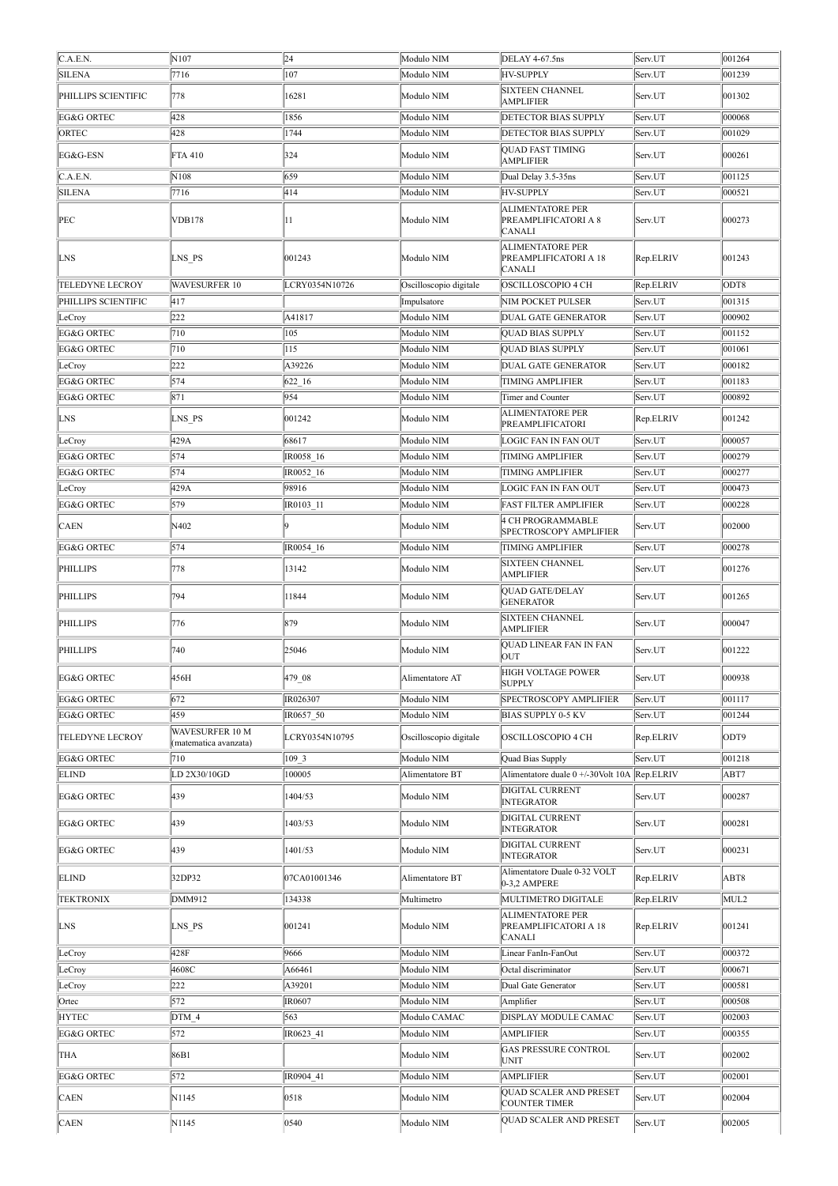| | | | | | | |
|---|---|---|---|---|---|---|
| C.A.E.N. | N107 | 24 | Modulo NIM | DELAY 4-67.5ns | Serv.UT | 001264 |
| SILENA | 7716 | 107 | Modulo NIM | HV-SUPPLY | Serv.UT | 001239 |
| PHILLIPS SCIENTIFIC | 778 | 16281 | Modulo NIM | SIXTEEN CHANNEL AMPLIFIER | Serv.UT | 001302 |
| EG&G ORTEC | 428 | 1856 | Modulo NIM | DETECTOR BIAS SUPPLY | Serv.UT | 000068 |
| ORTEC | 428 | 1744 | Modulo NIM | DETECTOR BIAS SUPPLY | Serv.UT | 001029 |
| EG&G-ESN | FTA 410 | 324 | Modulo NIM | QUAD FAST TIMING AMPLIFIER | Serv.UT | 000261 |
| C.A.E.N. | N108 | 659 | Modulo NIM | Dual Delay 3.5-35ns | Serv.UT | 001125 |
| SILENA | 7716 | 414 | Modulo NIM | HV-SUPPLY | Serv.UT | 000521 |
| PEC | VDB178 | 11 | Modulo NIM | ALIMENTATORE PER PREAMPLIFICATORI A 8 CANALI | Serv.UT | 000273 |
| LNS | LNS_PS | 001243 | Modulo NIM | ALIMENTATORE PER PREAMPLIFICATORI A 18 CANALI | Rep.ELRIV | 001243 |
| TELEDYNE LECROY | WAVESURFER 10 | LCRY0354N10726 | Oscilloscopio digitale | OSCILLOSCOPIO 4 CH | Rep.ELRIV | ODT8 |
| PHILLIPS SCIENTIFIC | 417 | | Impulsatore | NIM POCKET PULSER | Serv.UT | 001315 |
| LeCroy | 222 | A41817 | Modulo NIM | DUAL GATE GENERATOR | Serv.UT | 000902 |
| EG&G ORTEC | 710 | 105 | Modulo NIM | QUAD BIAS SUPPLY | Serv.UT | 001152 |
| EG&G ORTEC | 710 | 115 | Modulo NIM | QUAD BIAS SUPPLY | Serv.UT | 001061 |
| LeCroy | 222 | A39226 | Modulo NIM | DUAL GATE GENERATOR | Serv.UT | 000182 |
| EG&G ORTEC | 574 | 622_16 | Modulo NIM | TIMING AMPLIFIER | Serv.UT | 001183 |
| EG&G ORTEC | 871 | 954 | Modulo NIM | Timer and Counter | Serv.UT | 000892 |
| LNS | LNS_PS | 001242 | Modulo NIM | ALIMENTATORE PER PREAMPLIFICATORI | Rep.ELRIV | 001242 |
| LeCroy | 429A | 68617 | Modulo NIM | LOGIC FAN IN FAN OUT | Serv.UT | 000057 |
| EG&G ORTEC | 574 | IR0058_16 | Modulo NIM | TIMING AMPLIFIER | Serv.UT | 000279 |
| EG&G ORTEC | 574 | IR0052_16 | Modulo NIM | TIMING AMPLIFIER | Serv.UT | 000277 |
| LeCroy | 429A | 98916 | Modulo NIM | LOGIC FAN IN FAN OUT | Serv.UT | 000473 |
| EG&G ORTEC | 579 | IR0103_11 | Modulo NIM | FAST FILTER AMPLIFIER | Serv.UT | 000228 |
| CAEN | N402 | 9 | Modulo NIM | 4 CH PROGRAMMABLE SPECTROSCOPY AMPLIFIER | Serv.UT | 002000 |
| EG&G ORTEC | 574 | IR0054_16 | Modulo NIM | TIMING AMPLIFIER | Serv.UT | 000278 |
| PHILLIPS | 778 | 13142 | Modulo NIM | SIXTEEN CHANNEL AMPLIFIER | Serv.UT | 001276 |
| PHILLIPS | 794 | 11844 | Modulo NIM | QUAD GATE/DELAY GENERATOR | Serv.UT | 001265 |
| PHILLIPS | 776 | 879 | Modulo NIM | SIXTEEN CHANNEL AMPLIFIER | Serv.UT | 000047 |
| PHILLIPS | 740 | 25046 | Modulo NIM | QUAD LINEAR FAN IN FAN OUT | Serv.UT | 001222 |
| EG&G ORTEC | 456H | 479_08 | Alimentatore AT | HIGH VOLTAGE POWER SUPPLY | Serv.UT | 000938 |
| EG&G ORTEC | 672 | IR026307 | Modulo NIM | SPECTROSCOPY AMPLIFIER | Serv.UT | 001117 |
| EG&G ORTEC | 459 | IR0657_50 | Modulo NIM | BIAS SUPPLY 0-5 KV | Serv.UT | 001244 |
| TELEDYNE LECROY | WAVESURFER 10 M (matematica avanzata) | LCRY0354N10795 | Oscilloscopio digitale | OSCILLOSCOPIO 4 CH | Rep.ELRIV | ODT9 |
| EG&G ORTEC | 710 | 109_3 | Modulo NIM | Quad Bias Supply | Serv.UT | 001218 |
| ELIND | LD 2X30/10GD | 100005 | Alimentatore BT | Alimentatore duale 0 +/-30Volt 10A | Rep.ELRIV | ABT7 |
| EG&G ORTEC | 439 | 1404/53 | Modulo NIM | DIGITAL CURRENT INTEGRATOR | Serv.UT | 000287 |
| EG&G ORTEC | 439 | 1403/53 | Modulo NIM | DIGITAL CURRENT INTEGRATOR | Serv.UT | 000281 |
| EG&G ORTEC | 439 | 1401/53 | Modulo NIM | DIGITAL CURRENT INTEGRATOR | Serv.UT | 000231 |
| ELIND | 32DP32 | 07CA01001346 | Alimentatore BT | Alimentatore Duale 0-32 VOLT 0-3,2 AMPERE | Rep.ELRIV | ABT8 |
| TEKTRONIX | DMM912 | 134338 | Multimetro | MULTIMETRO DIGITALE | Rep.ELRIV | MUL2 |
| LNS | LNS_PS | 001241 | Modulo NIM | ALIMENTATORE PER PREAMPLIFICATORI A 18 CANALI | Rep.ELRIV | 001241 |
| LeCroy | 428F | 9666 | Modulo NIM | Linear FanIn-FanOut | Serv.UT | 000372 |
| LeCroy | 4608C | A66461 | Modulo NIM | Octal discriminator | Serv.UT | 000671 |
| LeCroy | 222 | A39201 | Modulo NIM | Dual Gate Generator | Serv.UT | 000581 |
| Ortec | 572 | IR0607 | Modulo NIM | Amplifier | Serv.UT | 000508 |
| HYTEC | DTM_4 | 563 | Modulo CAMAC | DISPLAY MODULE CAMAC | Serv.UT | 002003 |
| EG&G ORTEC | 572 | IR0623_41 | Modulo NIM | AMPLIFIER | Serv.UT | 000355 |
| THA | 86B1 | | Modulo NIM | GAS PRESSURE CONTROL UNIT | Serv.UT | 002002 |
| EG&G ORTEC | 572 | IR0904_41 | Modulo NIM | AMPLIFIER | Serv.UT | 002001 |
| CAEN | N1145 | 0518 | Modulo NIM | QUAD SCALER AND PRESET COUNTER TIMER | Serv.UT | 002004 |
| CAEN | N1145 | 0540 | Modulo NIM | QUAD SCALER AND PRESET | Serv.UT | 002005 |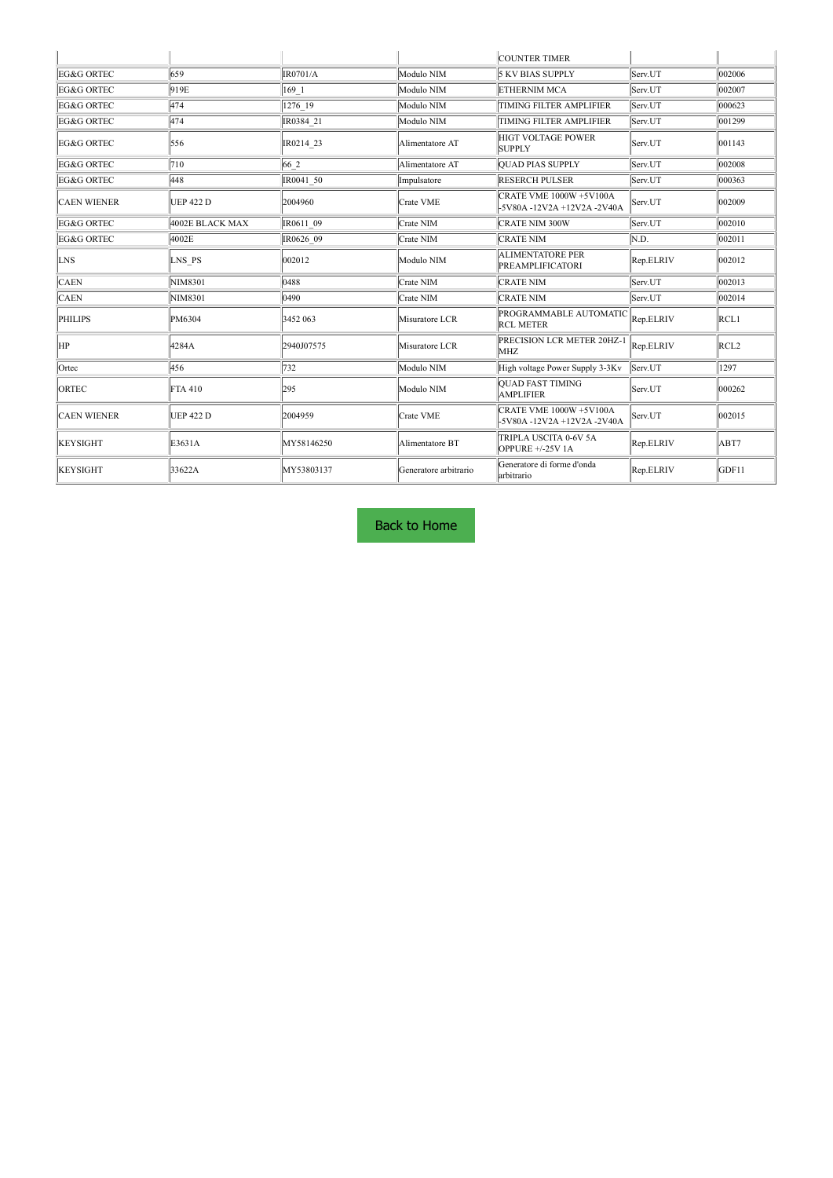| | | | | | | |
|---|---|---|---|---|---|---|
| | | | | COUNTER TIMER | | |
| EG&G ORTEC | 659 | IR0701/A | Modulo NIM | 5 KV BIAS SUPPLY | Serv.UT | 002006 |
| EG&G ORTEC | 919E | 169_1 | Modulo NIM | ETHERNIM MCA | Serv.UT | 002007 |
| EG&G ORTEC | 474 | 1276_19 | Modulo NIM | TIMING FILTER AMPLIFIER | Serv.UT | 000623 |
| EG&G ORTEC | 474 | IR0384_21 | Modulo NIM | TIMING FILTER AMPLIFIER | Serv.UT | 001299 |
| EG&G ORTEC | 556 | IR0214_23 | Alimentatore AT | HIGT VOLTAGE POWER SUPPLY | Serv.UT | 001143 |
| EG&G ORTEC | 710 | 66_2 | Alimentatore AT | QUAD PIAS SUPPLY | Serv.UT | 002008 |
| EG&G ORTEC | 448 | IR0041_50 | Impulsatore | RESERCH PULSER | Serv.UT | 000363 |
| CAEN WIENER | UEP 422 D | 2004960 | Crate VME | CRATE VME 1000W +5V100A -5V80A -12V2A +12V2A -2V40A | Serv.UT | 002009 |
| EG&G ORTEC | 4002E BLACK MAX | IR0611_09 | Crate NIM | CRATE NIM 300W | Serv.UT | 002010 |
| EG&G ORTEC | 4002E | IR0626_09 | Crate NIM | CRATE NIM | N.D. | 002011 |
| LNS | LNS_PS | 002012 | Modulo NIM | ALIMENTATORE PER PREAMPLIFICATORI | Rep.ELRIV | 002012 |
| CAEN | NIM8301 | 0488 | Crate NIM | CRATE NIM | Serv.UT | 002013 |
| CAEN | NIM8301 | 0490 | Crate NIM | CRATE NIM | Serv.UT | 002014 |
| PHILIPS | PM6304 | 3452 063 | Misuratore LCR | PROGRAMMABLE AUTOMATIC RCL METER | Rep.ELRIV | RCL1 |
| HP | 4284A | 2940J07575 | Misuratore LCR | PRECISION LCR METER 20HZ-1 MHZ | Rep.ELRIV | RCL2 |
| Ortec | 456 | 732 | Modulo NIM | High voltage Power Supply 3-3Kv | Serv.UT | 1297 |
| ORTEC | FTA 410 | 295 | Modulo NIM | QUAD FAST TIMING AMPLIFIER | Serv.UT | 000262 |
| CAEN WIENER | UEP 422 D | 2004959 | Crate VME | CRATE VME 1000W +5V100A -5V80A -12V2A +12V2A -2V40A | Serv.UT | 002015 |
| KEYSIGHT | E3631A | MY58146250 | Alimentatore BT | TRIPLA USCITA 0-6V 5A OPPURE +/-25V 1A | Rep.ELRIV | ABT7 |
| KEYSIGHT | 33622A | MY53803137 | Generatore arbitrario | Generatore di forme d'onda arbitrario | Rep.ELRIV | GDF11 |

Back to Home